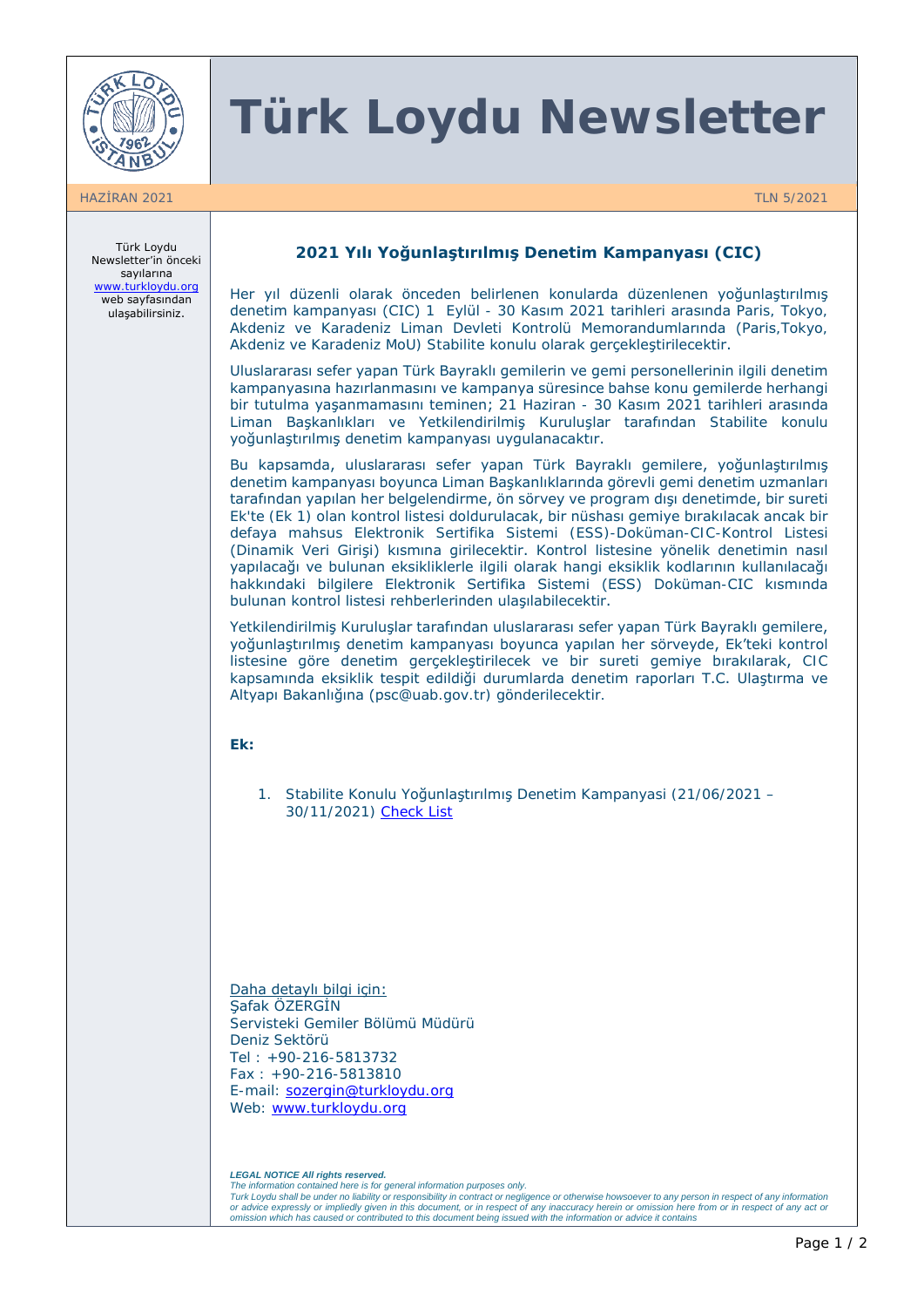# Türk Loydu Newsletter

HAZİRAN 2021

TLN 5/2021

Türk Loydu Newsletter'in önceki sayılarına www.turkloydu.org web sayfasından ulaşabilirsiniz.

## 2021 Yılı Yoğunlaştırılmış Denetim Kampanyası (CIC)

Her yıl düzenli olarak önceden belirlenen konularda düzenlenen yoğunlaştırılmış denetim kampanyası (CIC) 1 Eylül - 30 Kasım 2021 tarihleri arasında Paris, Tokyo, Akdeniz ve Karadeniz Liman Devleti Kontrolü Memorandumlarında (Paris,Tokyo, Akdeniz ve Karadeniz MoU) Stabilite konulu olarak gerçekleştirilecektir.

Uluslararası sefer yapan Türk Bayraklı gemilerin ve gemi personellerinin ilgili denetim kampanyasına hazırlanmasını ve kampanya süresince bahse konu gemilerde herhangi bir tutulma yaşanmamasını teminen; 21 Haziran - 30 Kasım 2021 tarihleri arasında Liman Başkanlıkları ve Yetkilendirilmiş Kuruluşlar tarafından Stabilite konulu yoğunlaştırılmış denetim kampanyası uygulanacaktır.

Bu kapsamda, uluslararası sefer yapan Türk Bayraklı gemilere, yoğunlaştırılmış denetim kampanyası boyunca Liman Başkanlıklarında görevli gemi denetim uzmanları tarafından yapılan her belgelendirme, ön sörvey ve program dışı denetimde, bir sureti Ek'te (Ek 1) olan kontrol listesi doldurulacak, bir nüshası gemiye bırakılacak ancak bir defaya mahsus Elektronik Sertifika Sistemi (ESS)-Doküman-CIC-Kontrol Listesi (Dinamik Veri Girişi) kısmına girilecektir. Kontrol listesine yönelik denetimin nasıl yapılacağı ve bulunan eksikliklerle ilgili olarak hangi eksiklik kodlarının kullanılacağı hakkındaki bilgilere Elektronik Sertifika Sistemi (ESS) Doküman-CIC kısmında bulunan kontrol listesi rehberlerinden ulaşılabilecektir.

Yetkilendirilmiş Kuruluşlar tarafından uluslararası sefer yapan Türk Bayraklı gemilere, yoğunlaştırılmış denetim kampanyası boyunca yapılan her sörveyde, Ek'teki kontrol listesine göre denetim gerçekleştirilecek ve bir sureti gemiye bırakılarak, CIC kapsamında eksiklik tespit edildiği durumlarda denetim raporları T.C. Ulaştırma ve Altyapı Bakanlığına (psc@uab.gov.tr) gönderilecektir.

**Ek:**

1. Stabilite Konulu Yoğunlaştırılmış Denetim Kampanyasi (21/06/2021 – 30/11/2021) Check List

Daha detaylı bilgi için:
Şafak ÖZERGİN
Servisteki Gemiler Bölümü Müdürü
Deniz Sektörü
Tel : +90-216-5813732
Fax : +90-216-5813810
E-mail: sozergin@turkloydu.org
Web: www.turkloydu.org

***LEGAL NOTICE All rights reserved.***
*The information contained here is for general information purposes only.*
*Turk Loydu shall be under no liability or responsibility in contract or negligence or otherwise howsoever to any person in respect of any information or advice expressly or impliedly given in this document, or in respect of any inaccuracy herein or omission here from or in respect of any act or omission which has caused or contributed to this document being issued with the information or advice it contains*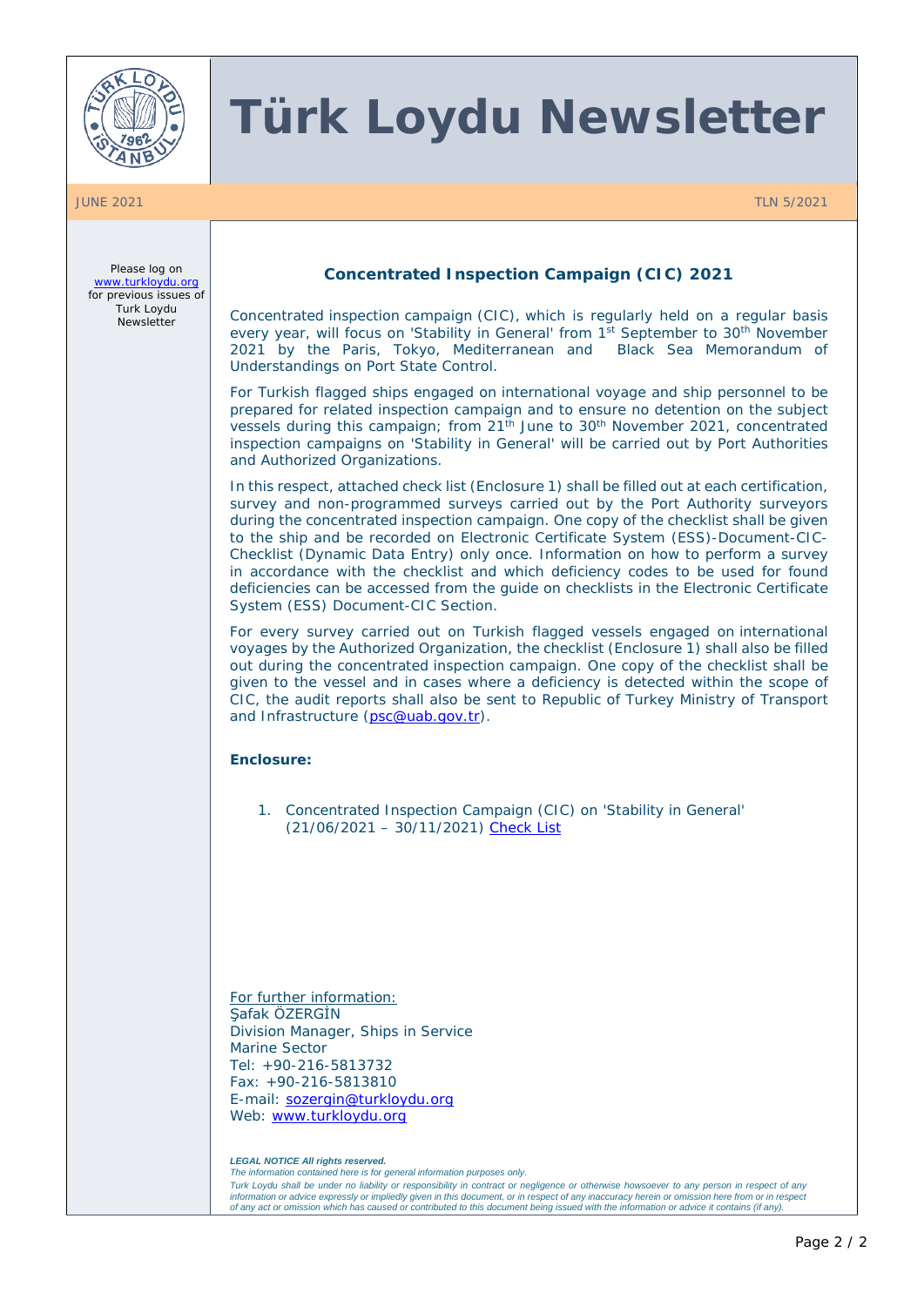# Türk Loydu Newsletter

JUNE 2021

TLN 5/2021

Please log on
www.turkloydu.org
for previous issues of Turk Loydu Newsletter

## Concentrated Inspection Campaign (CIC) 2021

Concentrated inspection campaign (CIC), which is regularly held on a regular basis every year, will focus on 'Stability in General' from 1st September to 30th November 2021 by the Paris, Tokyo, Mediterranean and Black Sea Memorandum of Understandings on Port State Control.

For Turkish flagged ships engaged on international voyage and ship personnel to be prepared for related inspection campaign and to ensure no detention on the subject vessels during this campaign; from 21th June to 30th November 2021, concentrated inspection campaigns on 'Stability in General' will be carried out by Port Authorities and Authorized Organizations.

In this respect, attached check list (Enclosure 1) shall be filled out at each certification, survey and non-programmed surveys carried out by the Port Authority surveyors during the concentrated inspection campaign. One copy of the checklist shall be given to the ship and be recorded on Electronic Certificate System (ESS)-Document-CIC-Checklist (Dynamic Data Entry) only once. Information on how to perform a survey in accordance with the checklist and which deficiency codes to be used for found deficiencies can be accessed from the guide on checklists in the Electronic Certificate System (ESS) Document-CIC Section.

For every survey carried out on Turkish flagged vessels engaged on international voyages by the Authorized Organization, the checklist (Enclosure 1) shall also be filled out during the concentrated inspection campaign. One copy of the checklist shall be given to the vessel and in cases where a deficiency is detected within the scope of CIC, the audit reports shall also be sent to Republic of Turkey Ministry of Transport and Infrastructure (psc@uab.gov.tr).

**Enclosure:**

1. Concentrated Inspection Campaign (CIC) on 'Stability in General' (21/06/2021 – 30/11/2021) Check List

For further information:
Şafak ÖZERGİN
Division Manager, Ships in Service
Marine Sector
Tel: +90-216-5813732
Fax: +90-216-5813810
E-mail: sozergin@turkloydu.org
Web: www.turkloydu.org

***LEGAL NOTICE All rights reserved.***
*The information contained here is for general information purposes only.*
*Turk Loydu shall be under no liability or responsibility in contract or negligence or otherwise howsoever to any person in respect of any information or advice expressly or impliedly given in this document, or in respect of any inaccuracy herein or omission here from or in respect of any act or omission which has caused or contributed to this document being issued with the information or advice it contains (if any).*